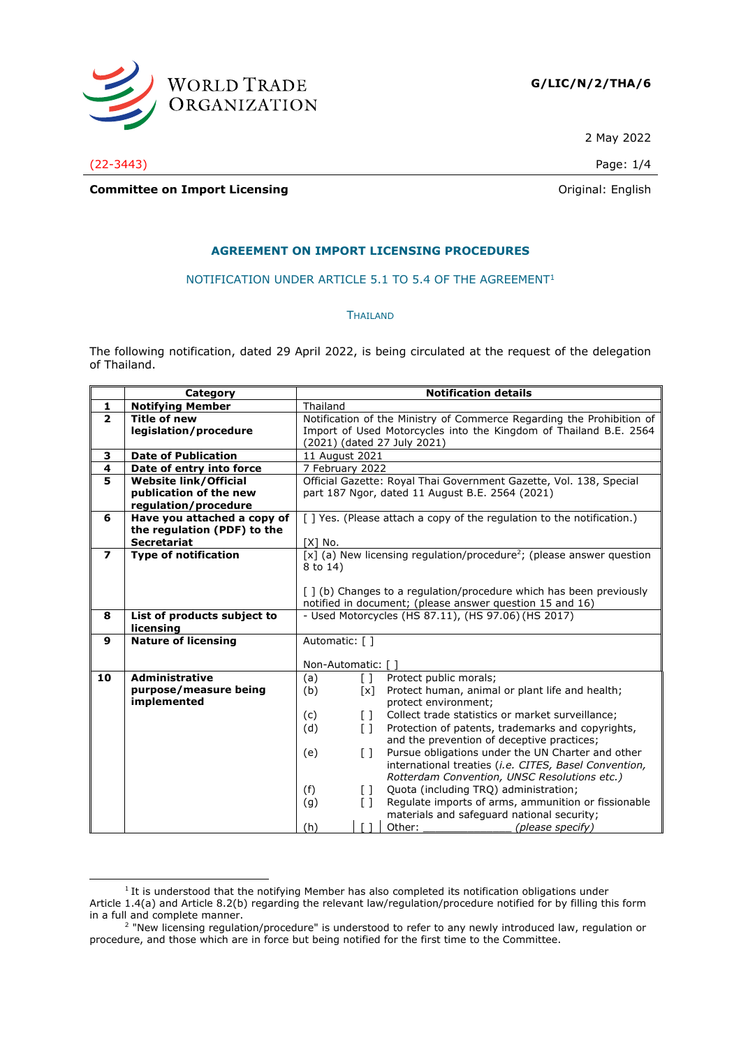WORLD TRADE ORGANIZATION

**G/LIC/N/2/THA/6**

2 May 2022

(22-3443)

**Committee on Import Licensing**

Original: English

## AGREEMENT ON IMPORT LICENSING PROCEDURES

NOTIFICATION UNDER ARTICLE 5.1 TO 5.4 OF THE AGREEMENT[1]

THAILAND

The following notification, dated 29 April 2022, is being circulated at the request of the delegation of Thailand.

| | Category | Notification details |
|---|---|---|
| **1** | **Notifying Member** | Thailand |
| **2** | **Title of new legislation/procedure** | Notification of the Ministry of Commerce Regarding the Prohibition of Import of Used Motorcycles into the Kingdom of Thailand B.E. 2564 (2021) (dated 27 July 2021) |
| **3** | **Date of Publication** | 11 August 2021 |
| **4** | **Date of entry into force** | 7 February 2022 |
| **5** | **Website link/Official publication of the new regulation/procedure** | Official Gazette: Royal Thai Government Gazette, Vol. 138, Special part 187 Ngor, dated 11 August B.E. 2564 (2021) |
| **6** | **Have you attached a copy of the regulation (PDF) to the Secretariat** | [ ] Yes. (Please attach a copy of the regulation to the notification.)<br><br>[X] No. |
| **7** | **Type of notification** | [x] (a) New licensing regulation/procedure[2]; (please answer question 8 to 14)<br><br>[ ] (b) Changes to a regulation/procedure which has been previously notified in document; (please answer question 15 and 16) |
| **8** | **List of products subject to licensing** | - Used Motorcycles (HS 87.11), (HS 97.06) (HS 2017) |
| **9** | **Nature of licensing** | Automatic: [ ]<br><br>Non-Automatic: [ ] |
| **10** | **Administrative purpose/measure being implemented** | (a) [ ] Protect public morals;<br>(b) [x] Protect human, animal or plant life and health; protect environment;<br>(c) [ ] Collect trade statistics or market surveillance;<br>(d) [ ] Protection of patents, trademarks and copyrights, and the prevention of deceptive practices;<br>(e) [ ] Pursue obligations under the UN Charter and other international treaties (*i.e. CITES, Basel Convention, Rotterdam Convention, UNSC Resolutions etc.*)<br>(f) [ ] Quota (including TRQ) administration;<br>(g) [ ] Regulate imports of arms, ammunition or fissionable materials and safeguard national security;<br>(h) [ ] Other: ______________ *(please specify)* |

[1] It is understood that the notifying Member has also completed its notification obligations under Article 1.4(a) and Article 8.2(b) regarding the relevant law/regulation/procedure notified for by filling this form in a full and complete manner.

[2] "New licensing regulation/procedure" is understood to refer to any newly introduced law, regulation or procedure, and those which are in force but being notified for the first time to the Committee.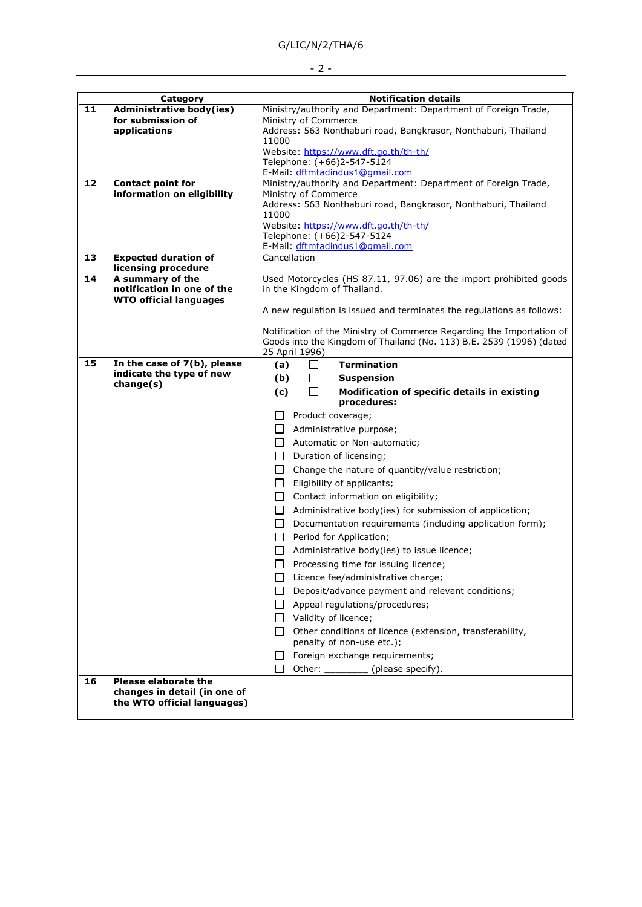| | Category | Notification details |
|---|---|---|
| **11** | **Administrative body(ies) for submission of applications** | Ministry/authority and Department: Department of Foreign Trade, Ministry of Commerce<br>Address: 563 Nonthaburi road, Bangkrasor, Nonthaburi, Thailand 11000<br>Website: https://www.dft.go.th/th-th/<br>Telephone: (+66)2-547-5124<br>E-Mail: dftmtadindus1@gmail.com |
| **12** | **Contact point for information on eligibility** | Ministry/authority and Department: Department of Foreign Trade, Ministry of Commerce<br>Address: 563 Nonthaburi road, Bangkrasor, Nonthaburi, Thailand 11000<br>Website: https://www.dft.go.th/th-th/<br>Telephone: (+66)2-547-5124<br>E-Mail: dftmtadindus1@gmail.com |
| **13** | **Expected duration of licensing procedure** | Cancellation |
| **14** | **A summary of the notification in one of the WTO official languages** | Used Motorcycles (HS 87.11, 97.06) are the import prohibited goods in the Kingdom of Thailand.<br><br>A new regulation is issued and terminates the regulations as follows:<br><br>Notification of the Ministry of Commerce Regarding the Importation of Goods into the Kingdom of Thailand (No. 113) B.E. 2539 (1996) (dated 25 April 1996) |
| **15** | **In the case of 7(b), please indicate the type of new change(s)** | **(a)** ☐ **Termination**<br>**(b)** ☐ **Suspension**<br>**(c)** ☐ **Modification of specific details in existing procedures:**<br>☐ Product coverage;<br>☐ Administrative purpose;<br>☐ Automatic or Non-automatic;<br>☐ Duration of licensing;<br>☐ Change the nature of quantity/value restriction;<br>☐ Eligibility of applicants;<br>☐ Contact information on eligibility;<br>☐ Administrative body(ies) for submission of application;<br>☐ Documentation requirements (including application form);<br>☐ Period for Application;<br>☐ Administrative body(ies) to issue licence;<br>☐ Processing time for issuing licence;<br>☐ Licence fee/administrative charge;<br>☐ Deposit/advance payment and relevant conditions;<br>☐ Appeal regulations/procedures;<br>☐ Validity of licence;<br>☐ Other conditions of licence (extension, transferability, penalty of non-use etc.);<br>☐ Foreign exchange requirements;<br>☐ Other: ________ (please specify). |
| **16** | **Please elaborate the changes in detail (in one of the WTO official languages)** | |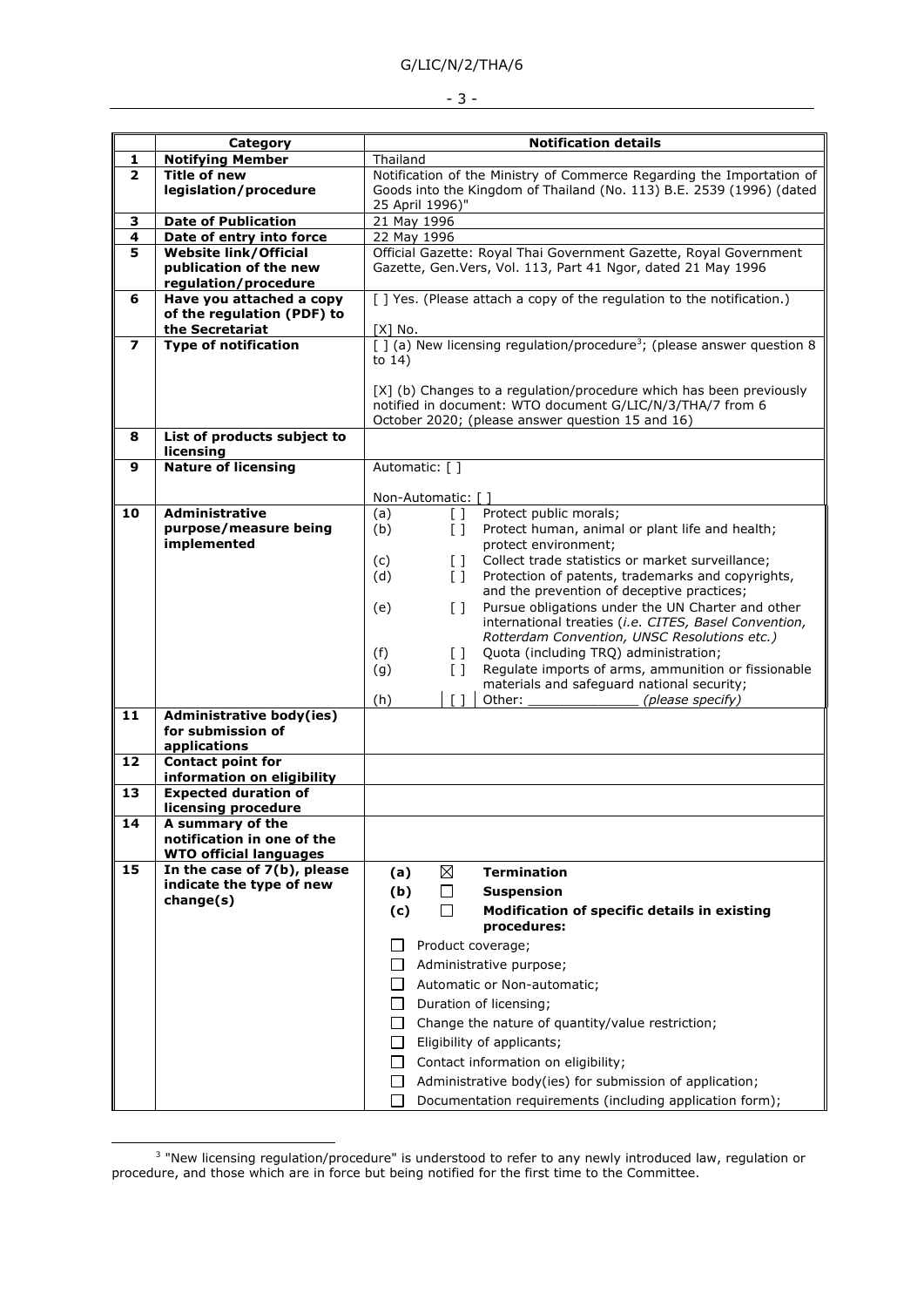| | Category | Notification details |
|---|---|---|
| 1 | **Notifying Member** | Thailand |
| 2 | **Title of new legislation/procedure** | Notification of the Ministry of Commerce Regarding the Importation of Goods into the Kingdom of Thailand (No. 113) B.E. 2539 (1996) (dated 25 April 1996)" |
| 3 | **Date of Publication** | 21 May 1996 |
| 4 | **Date of entry into force** | 22 May 1996 |
| 5 | **Website link/Official publication of the new regulation/procedure** | Official Gazette: Royal Thai Government Gazette, Royal Government Gazette, Gen.Vers, Vol. 113, Part 41 Ngor, dated 21 May 1996 |
| 6 | **Have you attached a copy of the regulation (PDF) to the Secretariat** | [ ] Yes. (Please attach a copy of the regulation to the notification.)<br><br>[X] No. |
| 7 | **Type of notification** | [ ] (a) New licensing regulation/procedure[3]; (please answer question 8 to 14)<br><br>[X] (b) Changes to a regulation/procedure which has been previously notified in document: WTO document G/LIC/N/3/THA/7 from 6 October 2020; (please answer question 15 and 16) |
| 8 | **List of products subject to licensing** | |
| 9 | **Nature of licensing** | Automatic: [ ]<br><br>Non-Automatic: [ ] |
| 10 | **Administrative purpose/measure being implemented** | (a) [ ] Protect public morals;<br>(b) [ ] Protect human, animal or plant life and health; protect environment;<br>(c) [ ] Collect trade statistics or market surveillance;<br>(d) [ ] Protection of patents, trademarks and copyrights, and the prevention of deceptive practices;<br>(e) [ ] Pursue obligations under the UN Charter and other international treaties (*i.e. CITES, Basel Convention, Rotterdam Convention, UNSC Resolutions etc.)*<br>(f) [ ] Quota (including TRQ) administration;<br>(g) [ ] Regulate imports of arms, ammunition or fissionable materials and safeguard national security;<br>(h) [ ] Other: _____________ *(please specify)* |
| 11 | **Administrative body(ies) for submission of applications** | |
| 12 | **Contact point for information on eligibility** | |
| 13 | **Expected duration of licensing procedure** | |
| 14 | **A summary of the notification in one of the WTO official languages** | |
| 15 | **In the case of 7(b), please indicate the type of new change(s)** | **(a)** ☒ **Termination**<br>**(b)** ☐ **Suspension**<br>**(c)** ☐ **Modification of specific details in existing procedures:**<br>☐ Product coverage;<br>☐ Administrative purpose;<br>☐ Automatic or Non-automatic;<br>☐ Duration of licensing;<br>☐ Change the nature of quantity/value restriction;<br>☐ Eligibility of applicants;<br>☐ Contact information on eligibility;<br>☐ Administrative body(ies) for submission of application;<br>☐ Documentation requirements (including application form); |

[3] "New licensing regulation/procedure" is understood to refer to any newly introduced law, regulation or procedure, and those which are in force but being notified for the first time to the Committee.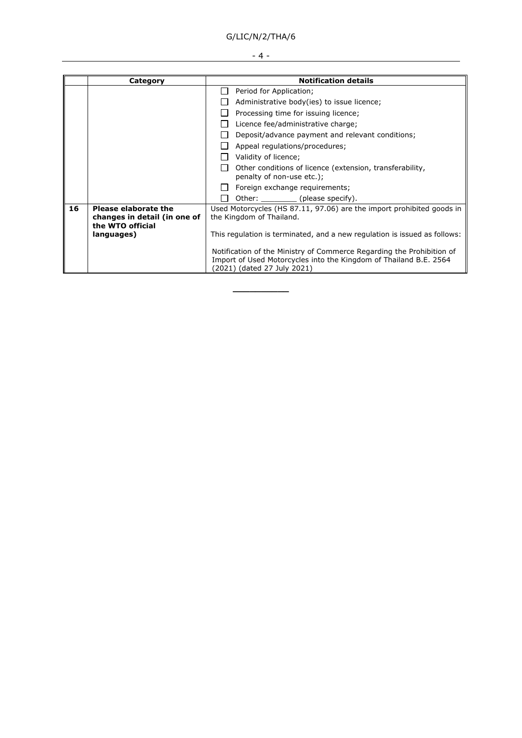| | Category | Notification details |
|---|---|---|
| | | ☐ Period for Application;<br>☐ Administrative body(ies) to issue licence;<br>☐ Processing time for issuing licence;<br>☐ Licence fee/administrative charge;<br>☐ Deposit/advance payment and relevant conditions;<br>☐ Appeal regulations/procedures;<br>☐ Validity of licence;<br>☐ Other conditions of licence (extension, transferability, penalty of non-use etc.);<br>☐ Foreign exchange requirements;<br>☐ Other: ________ (please specify). |
| **16** | **Please elaborate the changes in detail (in one of the WTO official languages)** | Used Motorcycles (HS 87.11, 97.06) are the import prohibited goods in the Kingdom of Thailand.<br><br>This regulation is terminated, and a new regulation is issued as follows:<br><br>Notification of the Ministry of Commerce Regarding the Prohibition of Import of Used Motorcycles into the Kingdom of Thailand B.E. 2564 (2021) (dated 27 July 2021) |

__________